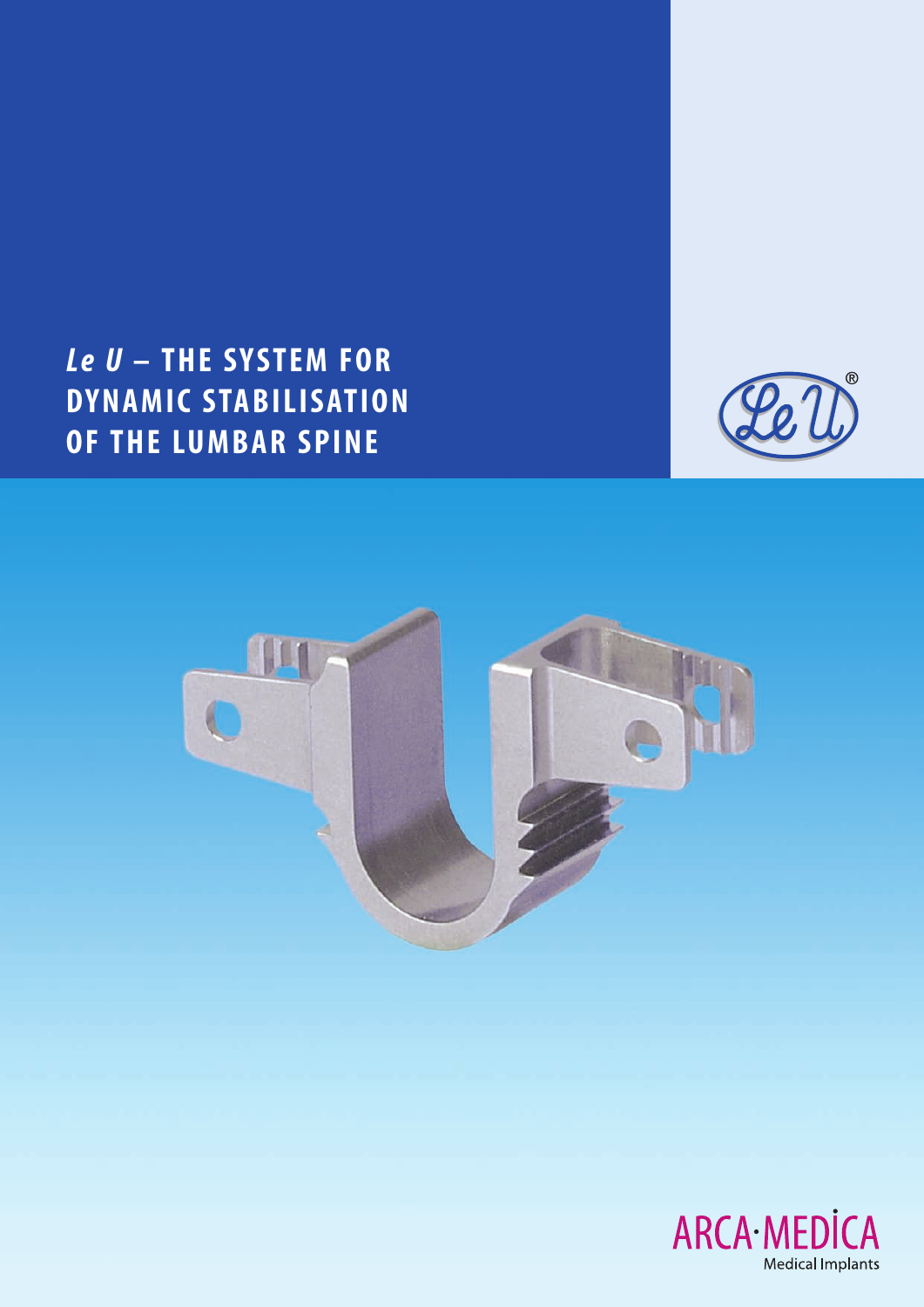# *Le U* – THE SYSTEM FOR DYNAMIC STABILISATION OF THE LUMBAR SPINE

ARCA·MEDICA

Medical Implants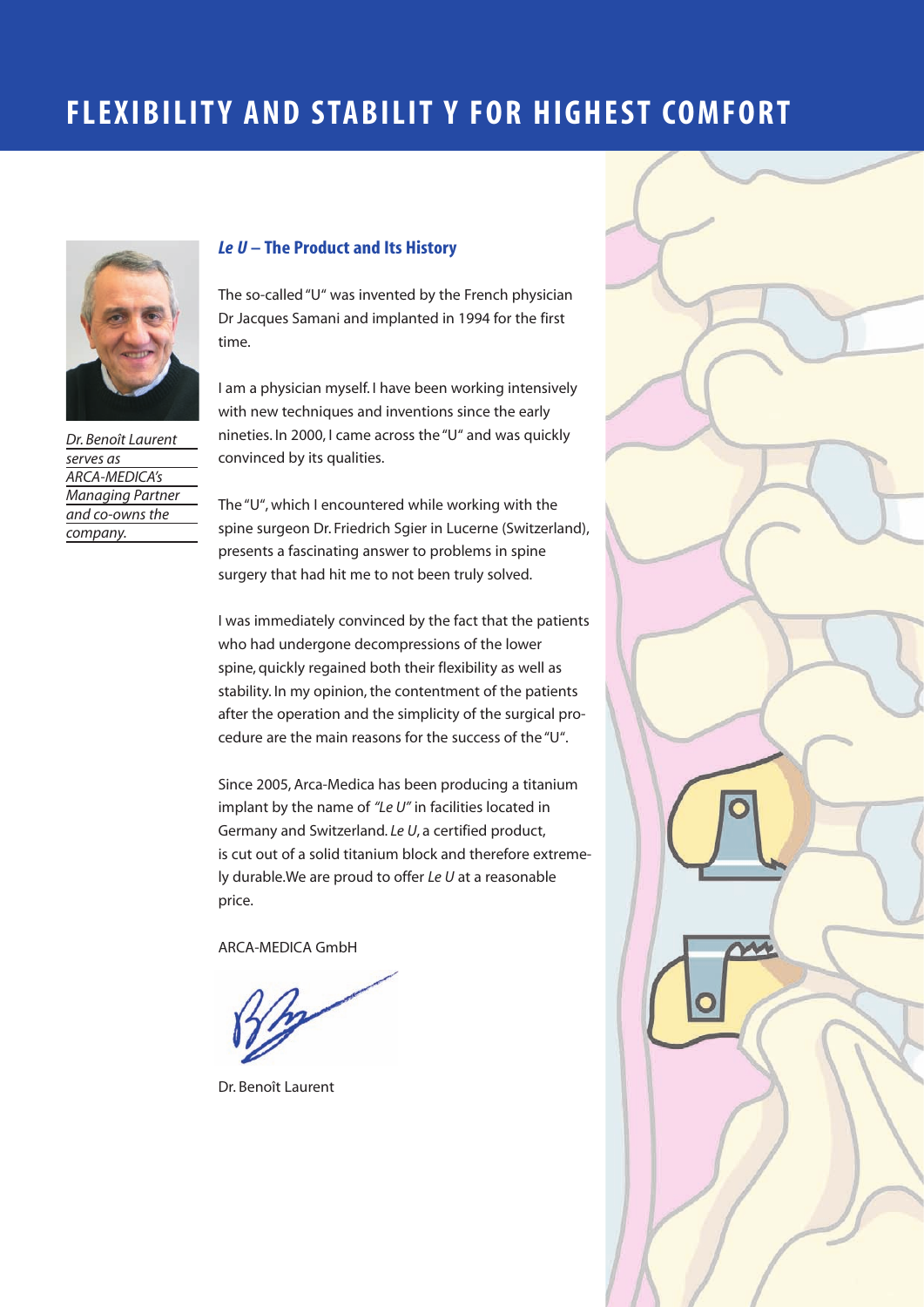# FLEXIBILITY AND STABILIT Y FOR HIGHEST COMFORT

*Dr. Benoît Laurent serves as ARCA-MEDICA's Managing Partner and co-owns the company.*

## ***Le U*** **– The Product and Its History**

The so-called "U" was invented by the French physician Dr Jacques Samani and implanted in 1994 for the first time.

I am a physician myself. I have been working intensively with new techniques and inventions since the early nineties. In 2000, I came across the "U" and was quickly convinced by its qualities.

The "U", which I encountered while working with the spine surgeon Dr. Friedrich Sgier in Lucerne (Switzerland), presents a fascinating answer to problems in spine surgery that had hit me to not been truly solved.

I was immediately convinced by the fact that the patients who had undergone decompressions of the lower spine, quickly regained both their flexibility as well as stability. In my opinion, the contentment of the patients after the operation and the simplicity of the surgical procedure are the main reasons for the success of the "U".

Since 2005, Arca-Medica has been producing a titanium implant by the name of *"Le U"* in facilities located in Germany and Switzerland. *Le U*, a certified product, is cut out of a solid titanium block and therefore extremely durable.We are proud to offer *Le U* at a reasonable price.

ARCA-MEDICA GmbH

Dr. Benoît Laurent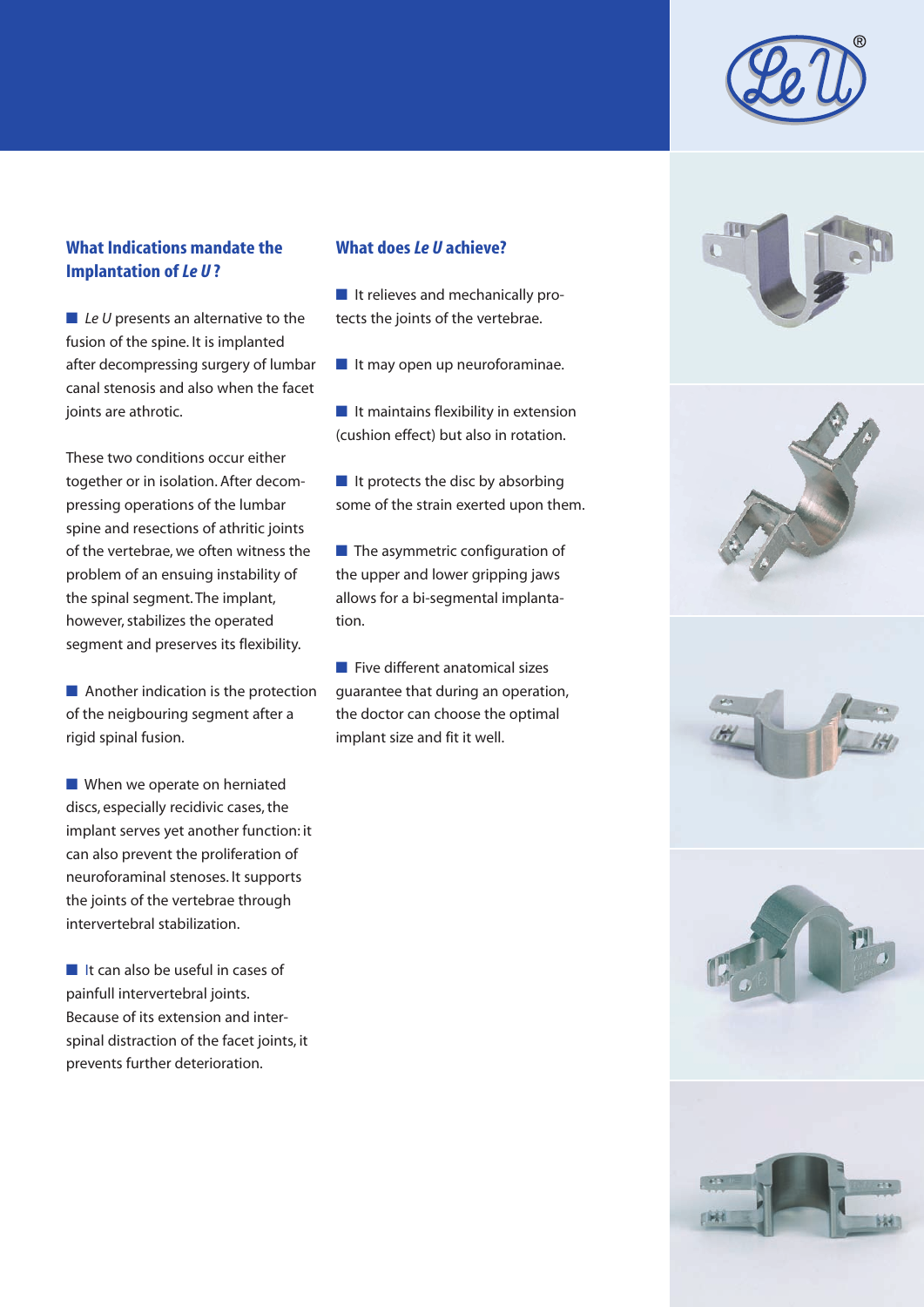## What Indications mandate the Implantation of *Le U*?

- *Le U* presents an alternative to the fusion of the spine. It is implanted after decompressing surgery of lumbar canal stenosis and also when the facet joints are athrotic.

These two conditions occur either together or in isolation. After decompressing operations of the lumbar spine and resections of athritic joints of the vertebrae, we often witness the problem of an ensuing instability of the spinal segment. The implant, however, stabilizes the operated segment and preserves its flexibility.

- Another indication is the protection of the neigbouring segment after a rigid spinal fusion.

- When we operate on herniated discs, especially recidivic cases, the implant serves yet another function: it can also prevent the proliferation of neuroforaminal stenoses. It supports the joints of the vertebrae through intervertebral stabilization.

- It can also be useful in cases of painfull intervertebral joints. Because of its extension and interspinal distraction of the facet joints, it prevents further deterioration.

## What does *Le U* achieve?

- It relieves and mechanically protects the joints of the vertebrae.

- It may open up neuroforaminae.

- It maintains flexibility in extension (cushion effect) but also in rotation.

- It protects the disc by absorbing some of the strain exerted upon them.

- The asymmetric configuration of the upper and lower gripping jaws allows for a bi-segmental implantation.

- Five different anatomical sizes guarantee that during an operation, the doctor can choose the optimal implant size and fit it well.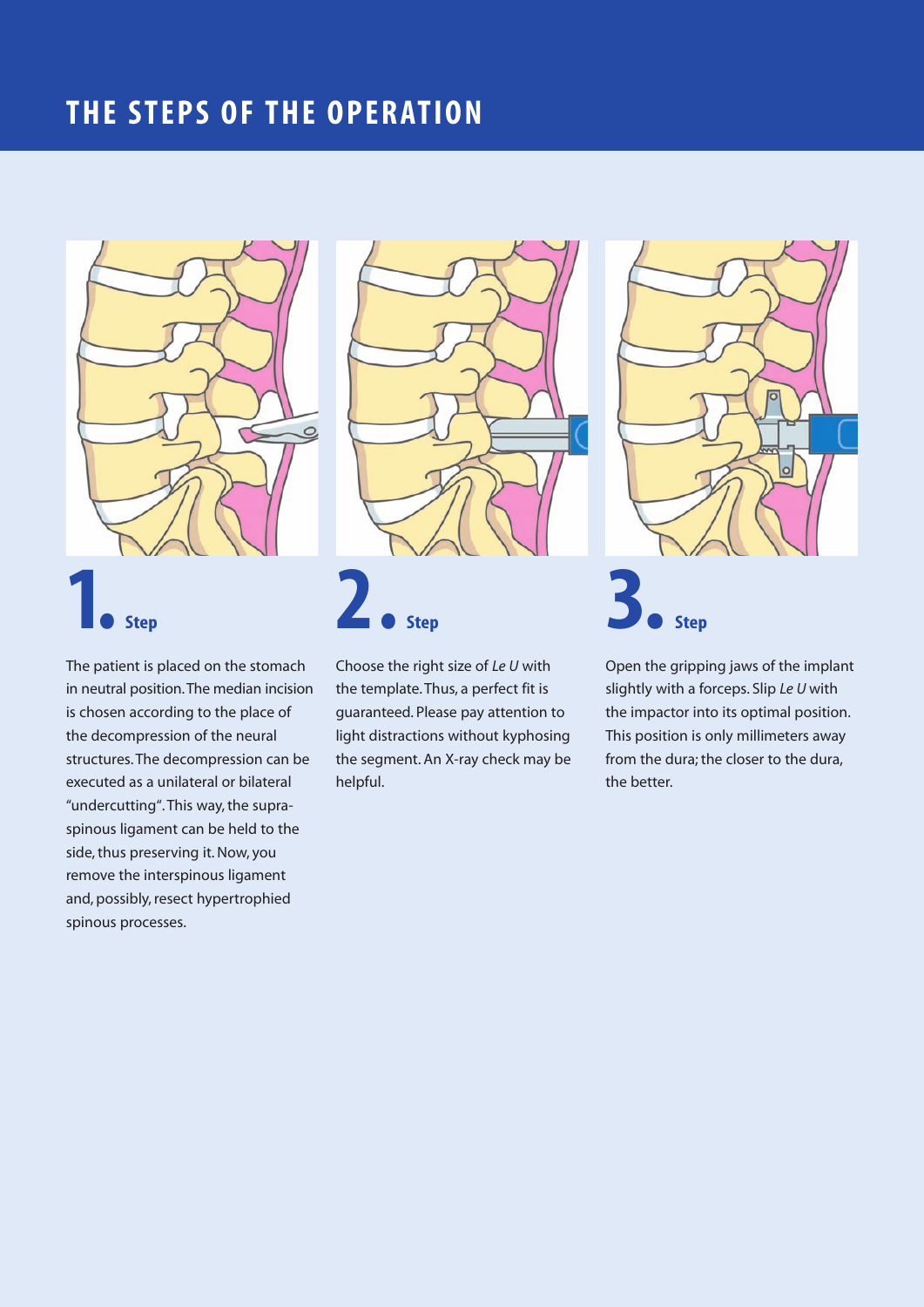# THE STEPS OF THE OPERATION

## 1. Step

The patient is placed on the stomach in neutral position. The median incision is chosen according to the place of the decompression of the neural structures. The decompression can be executed as a unilateral or bilateral "undercutting". This way, the supra-spinous ligament can be held to the side, thus preserving it. Now, you remove the interspinous ligament and, possibly, resect hypertrophied spinous processes.

## 2. Step

Choose the right size of *Le U* with the template. Thus, a perfect fit is guaranteed. Please pay attention to light distractions without kyphosing the segment. An X-ray check may be helpful.

## 3. Step

Open the gripping jaws of the implant slightly with a forceps. Slip *Le U* with the impactor into its optimal position. This position is only millimeters away from the dura; the closer to the dura, the better.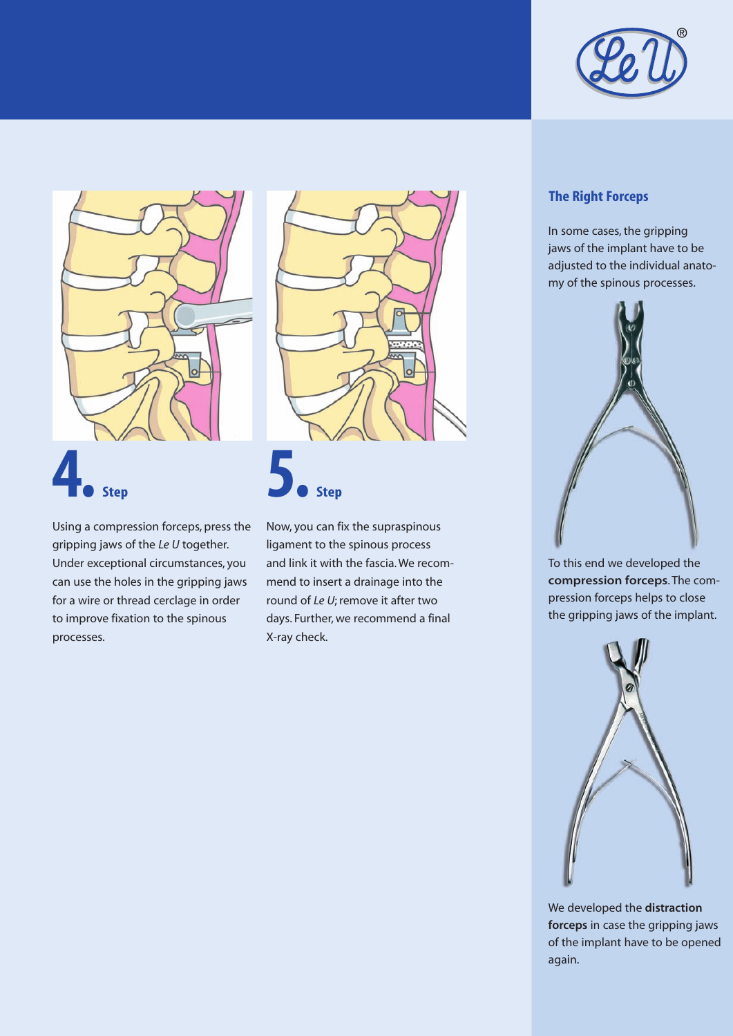## 4. Step

Using a compression forceps, press the gripping jaws of the *Le U* together. Under exceptional circumstances, you can use the holes in the gripping jaws for a wire or thread cerclage in order to improve fixation to the spinous processes.

## 5. Step

Now, you can fix the supraspinous ligament to the spinous process and link it with the fascia. We recommend to insert a drainage into the round of *Le U*; remove it after two days. Further, we recommend a final X-ray check.

### The Right Forceps

In some cases, the gripping jaws of the implant have to be adjusted to the individual anatomy of the spinous processes.

To this end we developed the **compression forceps**. The compression forceps helps to close the gripping jaws of the implant.

We developed the **distraction forceps** in case the gripping jaws of the implant have to be opened again.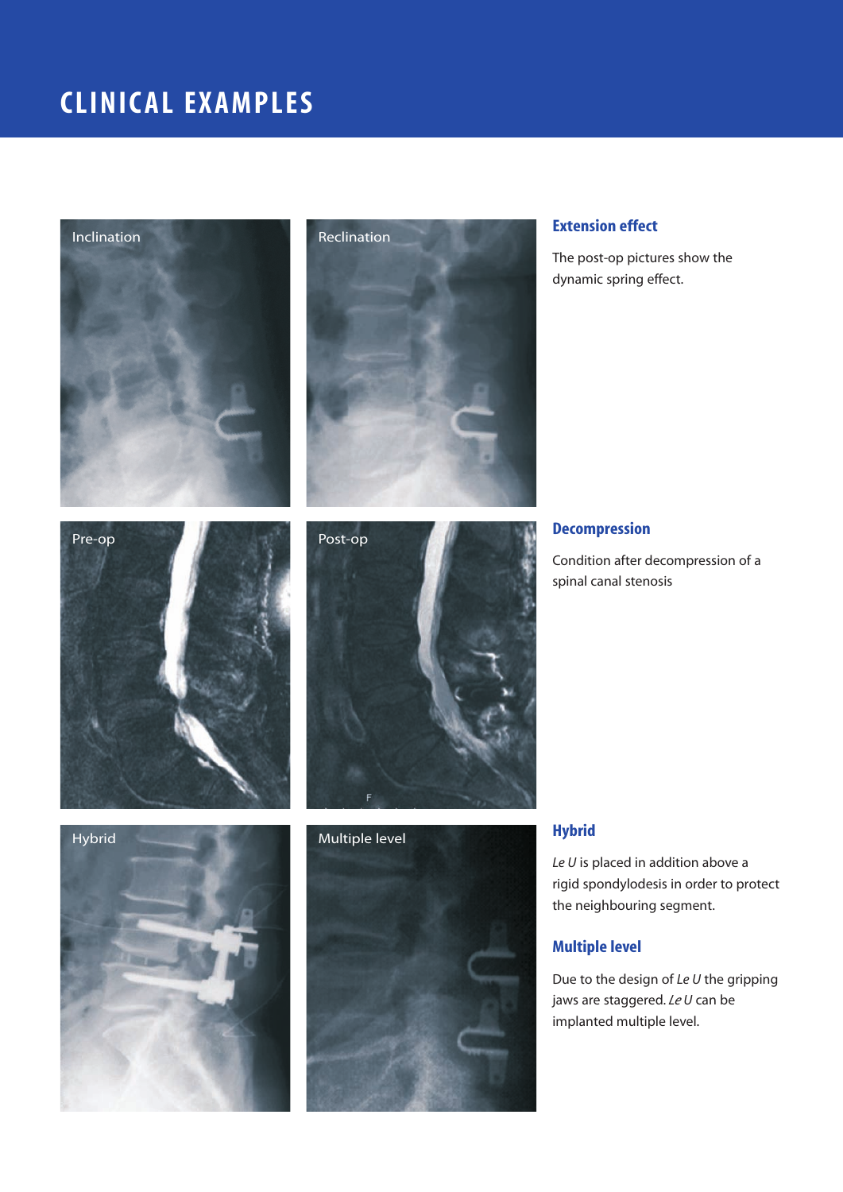# CLINICAL EXAMPLES

Inclination

Reclination

## Extension effect

The post-op pictures show the dynamic spring effect.

Pre-op

Post-op

## Decompression

Condition after decompression of a spinal canal stenosis

Hybrid

Multiple level

## Hybrid

*Le U* is placed in addition above a rigid spondylodesis in order to protect the neighbouring segment.

## Multiple level

Due to the design of *Le U* the gripping jaws are staggered. *Le U* can be implanted multiple level.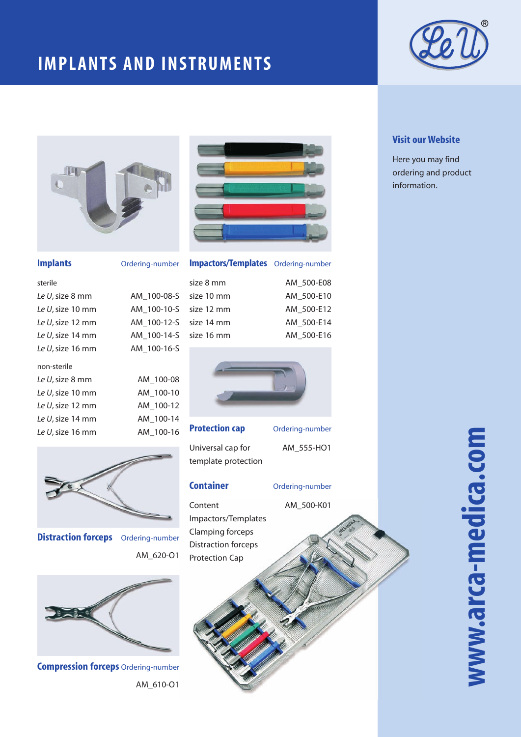# IMPLANTS AND INSTRUMENTS

## Implants

| | Ordering-number |
|---|---|
| sterile | |
| *Le U*, size 8 mm | AM_100-08-S |
| *Le U*, size 10 mm | AM_100-10-S |
| *Le U*, size 12 mm | AM_100-12-S |
| *Le U*, size 14 mm | AM_100-14-S |
| *Le U*, size 16 mm | AM_100-16-S |
| non-sterile | |
| *Le U*, size 8 mm | AM_100-08 |
| *Le U*, size 10 mm | AM_100-10 |
| *Le U*, size 12 mm | AM_100-12 |
| *Le U*, size 14 mm | AM_100-14 |
| *Le U*, size 16 mm | AM_100-16 |

## Distraction forceps

| | Ordering-number |
|---|---|
| | AM_620-O1 |

## Compression forceps

| | Ordering-number |
|---|---|
| | AM_610-O1 |

## Impactors/Templates

| | Ordering-number |
|---|---|
| size 8 mm | AM_500-E08 |
| size 10 mm | AM_500-E10 |
| size 12 mm | AM_500-E12 |
| size 14 mm | AM_500-E14 |
| size 16 mm | AM_500-E16 |

## Protection cap

| | Ordering-number |
|---|---|
| Universal cap for template protection | AM_555-HO1 |

## Container

| | Ordering-number |
|---|---|
| Content | AM_500-K01 |

Impactors/Templates
Clamping forceps
Distraction forceps
Protection Cap

## Visit our Website

Here you may find ordering and product information.

**www.arca-medica.com**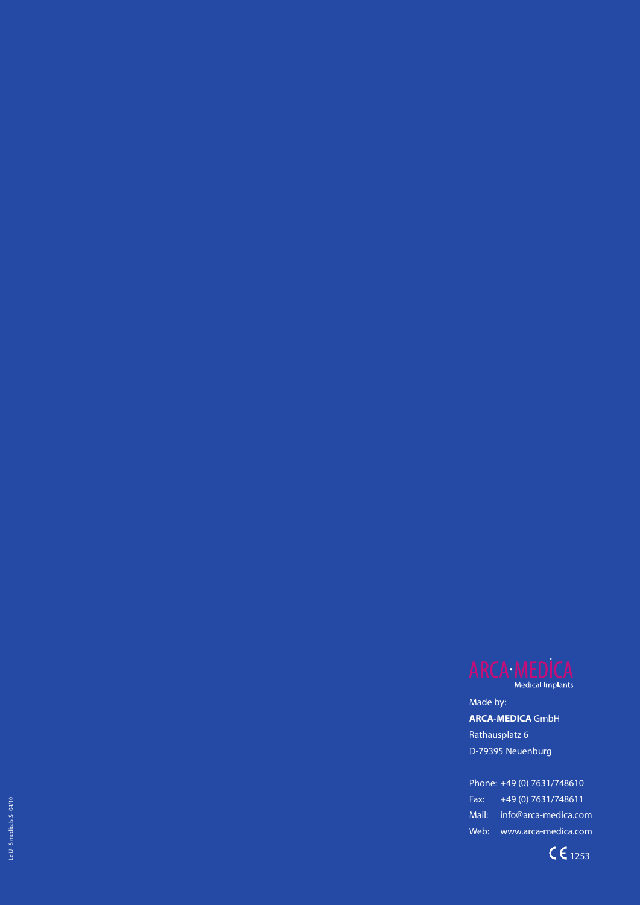ARCA·MEDICA
Medical Implants

Made by:
**ARCA-MEDICA** GmbH
Rathausplatz 6
D-79395 Neuenburg

Phone: +49 (0) 7631/748610
Fax: +49 (0) 7631/748611
Mail: info@arca-medica.com
Web: www.arca-medica.com

CE 1253

Le U · S medicals S · 04/10